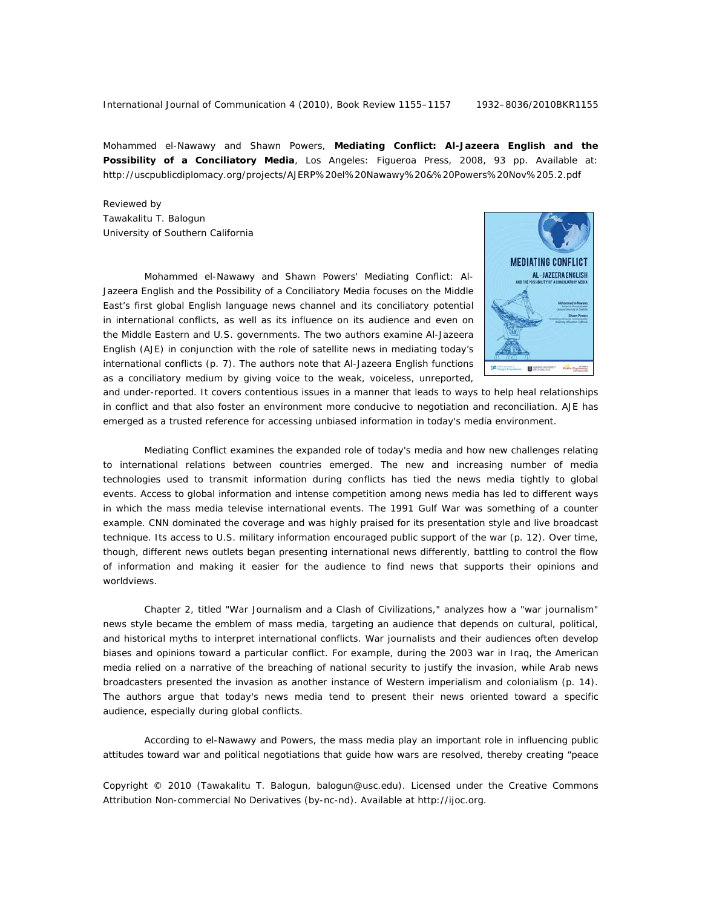Mohammed el-Nawawy and Shawn Powers, **Mediating Conflict: Al-Jazeera English and the Possibility of a Conciliatory Media**, Los Angeles: Figueroa Press, 2008, 93 pp. Available at: http://uscpublicdiplomacy.org/projects/AJERP%20el%20Nawawy%20&%20Powers%20Nov%205.2.pdf

Reviewed by
Tawakalitu T. Balogun
University of Southern California

Mohammed el-Nawawy and Shawn Powers' Mediating Conflict: Al-Jazeera English and the Possibility of a Conciliatory Media focuses on the Middle East's first global English language news channel and its conciliatory potential in international conflicts, as well as its influence on its audience and even on the Middle Eastern and U.S. governments. The two authors examine Al-Jazeera English (AJE) in conjunction with the role of satellite news in mediating today's international conflicts (p. 7). The authors note that Al-Jazeera English functions as a conciliatory medium by giving voice to the weak, voiceless, unreported, and under-reported. It covers contentious issues in a manner that leads to ways to help heal relationships in conflict and that also foster an environment more conducive to negotiation and reconciliation. AJE has emerged as a trusted reference for accessing unbiased information in today's media environment.

Mediating Conflict examines the expanded role of today's media and how new challenges relating to international relations between countries emerged. The new and increasing number of media technologies used to transmit information during conflicts has tied the news media tightly to global events. Access to global information and intense competition among news media has led to different ways in which the mass media televise international events. The 1991 Gulf War was something of a counter example. CNN dominated the coverage and was highly praised for its presentation style and live broadcast technique. Its access to U.S. military information encouraged public support of the war (p. 12). Over time, though, different news outlets began presenting international news differently, battling to control the flow of information and making it easier for the audience to find news that supports their opinions and worldviews.

Chapter 2, titled "War Journalism and a Clash of Civilizations," analyzes how a "war journalism" news style became the emblem of mass media, targeting an audience that depends on cultural, political, and historical myths to interpret international conflicts. War journalists and their audiences often develop biases and opinions toward a particular conflict. For example, during the 2003 war in Iraq, the American media relied on a narrative of the breaching of national security to justify the invasion, while Arab news broadcasters presented the invasion as another instance of Western imperialism and colonialism (p. 14). The authors argue that today's news media tend to present their news oriented toward a specific audience, especially during global conflicts.

According to el-Nawawy and Powers, the mass media play an important role in influencing public attitudes toward war and political negotiations that guide how wars are resolved, thereby creating "peace

Copyright © 2010 (Tawakalitu T. Balogun, balogun@usc.edu). Licensed under the Creative Commons Attribution Non-commercial No Derivatives (by-nc-nd). Available at http://ijoc.org.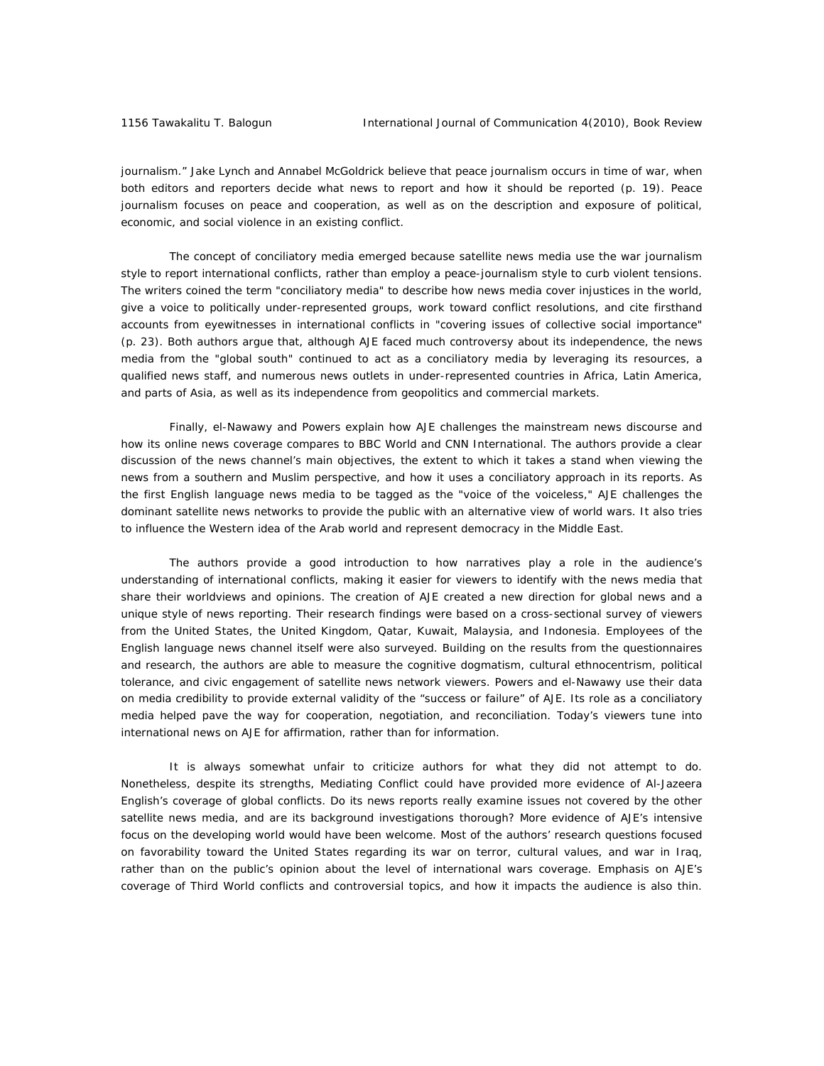journalism." Jake Lynch and Annabel McGoldrick believe that peace journalism occurs in time of war, when both editors and reporters decide what news to report and how it should be reported (p. 19). Peace journalism focuses on peace and cooperation, as well as on the description and exposure of political, economic, and social violence in an existing conflict.

The concept of conciliatory media emerged because satellite news media use the war journalism style to report international conflicts, rather than employ a peace-journalism style to curb violent tensions. The writers coined the term "conciliatory media" to describe how news media cover injustices in the world, give a voice to politically under-represented groups, work toward conflict resolutions, and cite firsthand accounts from eyewitnesses in international conflicts in "covering issues of collective social importance" (p. 23). Both authors argue that, although AJE faced much controversy about its independence, the news media from the "global south" continued to act as a conciliatory media by leveraging its resources, a qualified news staff, and numerous news outlets in under-represented countries in Africa, Latin America, and parts of Asia, as well as its independence from geopolitics and commercial markets.

Finally, el-Nawawy and Powers explain how AJE challenges the mainstream news discourse and how its online news coverage compares to BBC World and CNN International. The authors provide a clear discussion of the news channel's main objectives, the extent to which it takes a stand when viewing the news from a southern and Muslim perspective, and how it uses a conciliatory approach in its reports. As the first English language news media to be tagged as the "voice of the voiceless," AJE challenges the dominant satellite news networks to provide the public with an alternative view of world wars. It also tries to influence the Western idea of the Arab world and represent democracy in the Middle East.

The authors provide a good introduction to how narratives play a role in the audience's understanding of international conflicts, making it easier for viewers to identify with the news media that share their worldviews and opinions. The creation of AJE created a new direction for global news and a unique style of news reporting. Their research findings were based on a cross-sectional survey of viewers from the United States, the United Kingdom, Qatar, Kuwait, Malaysia, and Indonesia. Employees of the English language news channel itself were also surveyed. Building on the results from the questionnaires and research, the authors are able to measure the cognitive dogmatism, cultural ethnocentrism, political tolerance, and civic engagement of satellite news network viewers. Powers and el-Nawawy use their data on media credibility to provide external validity of the "success or failure" of AJE. Its role as a conciliatory media helped pave the way for cooperation, negotiation, and reconciliation. Today's viewers tune into international news on AJE for affirmation, rather than for information.

It is always somewhat unfair to criticize authors for what they did not attempt to do. Nonetheless, despite its strengths, *Mediating Conflict* could have provided more evidence of Al-Jazeera English's coverage of global conflicts. Do its news reports really examine issues not covered by the other satellite news media, and are its background investigations thorough? More evidence of AJE's intensive focus on the developing world would have been welcome. Most of the authors' research questions focused on favorability toward the United States regarding its war on terror, cultural values, and war in Iraq, rather than on the public's opinion about the level of international wars coverage. Emphasis on AJE's coverage of Third World conflicts and controversial topics, and how it impacts the audience is also thin.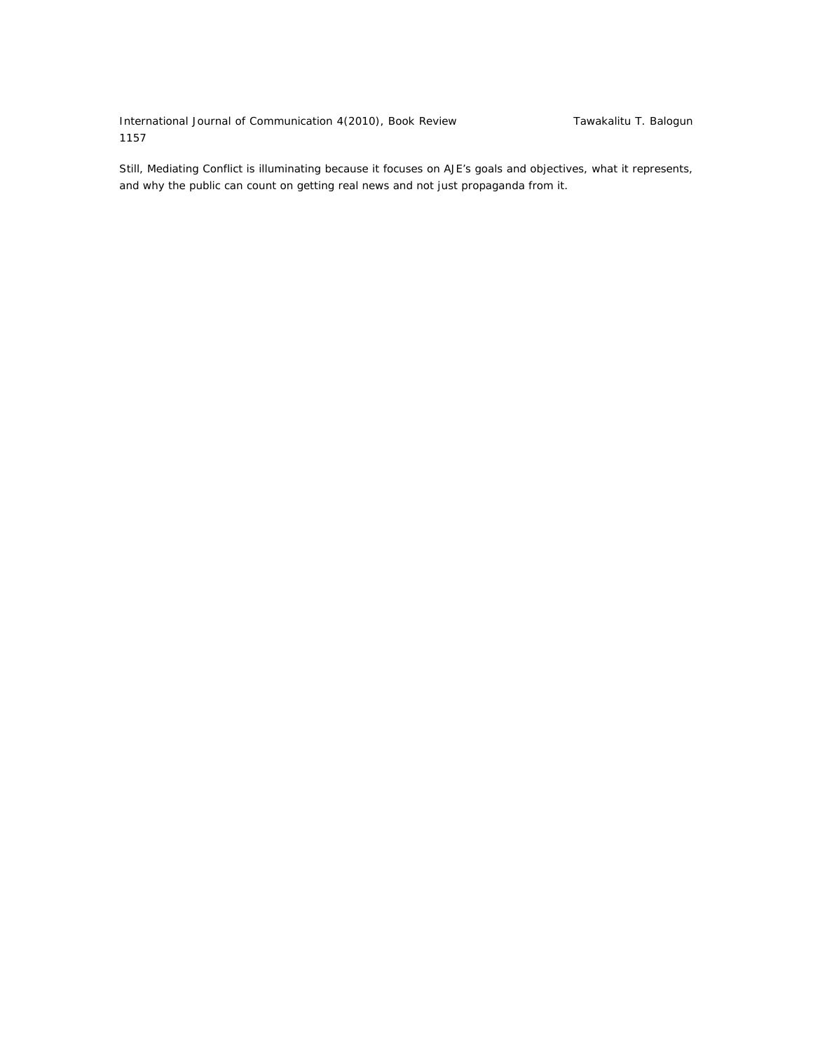Still, Mediating Conflict is illuminating because it focuses on AJE’s goals and objectives, what it represents, and why the public can count on getting real news and not just propaganda from it.